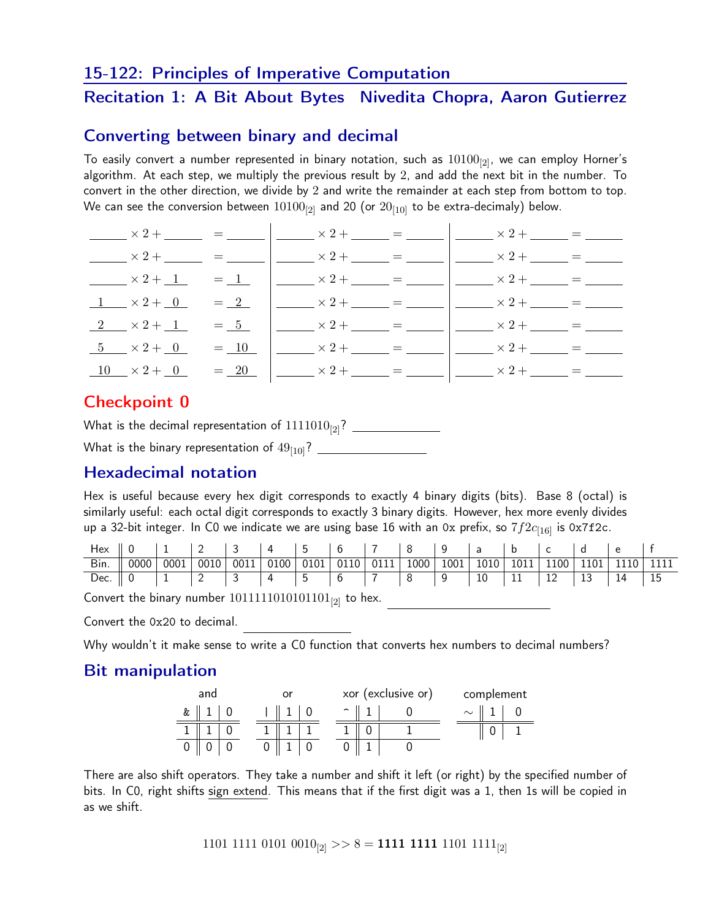# 15-122: Principles of Imperative Computation

## Recitation 1: A Bit About Bytes — Nivedita Chopra, Aaron Gutierrez

## Converting between binary and decimal

To easily convert a number represented in binary notation, such as $10100_{[2]}$, we can employ Horner's algorithm. At each step, we multiply the previous result by 2, and add the next bit in the number. To convert in the other direction, we divide by 2 and write the remainder at each step from bottom to top. We can see the conversion between $10100_{[2]}$ and 20 (or $20_{[10]}$ to be extra-decimaly) below.

| | | |
|---|---|---|
| ____ $\times 2 +$ ____ $=$ ____ | ____ $\times 2 +$ ____ $=$ ____ | ____ $\times 2 +$ ____ $=$ ____ |
| ____ $\times 2 +$ ____ $=$ ____ | ____ $\times 2 +$ ____ $=$ ____ | ____ $\times 2 +$ ____ $=$ ____ |
| ____ $\times 2 +$ 1 $=$ 1 | ____ $\times 2 +$ ____ $=$ ____ | ____ $\times 2 +$ ____ $=$ ____ |
| 1 $\times 2 +$ 0 $=$ 2 | ____ $\times 2 +$ ____ $=$ ____ | ____ $\times 2 +$ ____ $=$ ____ |
| 2 $\times 2 +$ 1 $=$ 5 | ____ $\times 2 +$ ____ $=$ ____ | ____ $\times 2 +$ ____ $=$ ____ |
| 5 $\times 2 +$ 0 $=$ 10 | ____ $\times 2 +$ ____ $=$ ____ | ____ $\times 2 +$ ____ $=$ ____ |
| 10 $\times 2 +$ 0 $=$ 20 | ____ $\times 2 +$ ____ $=$ ____ | ____ $\times 2 +$ ____ $=$ ____ |

## Checkpoint 0

What is the decimal representation of $1111010_{[2]}$? ____________

What is the binary representation of $49_{[10]}$? ____________

## Hexadecimal notation

Hex is useful because every hex digit corresponds to exactly 4 binary digits (bits). Base 8 (octal) is similarly useful: each octal digit corresponds to exactly 3 binary digits. However, hex more evenly divides up a 32-bit integer. In C0 we indicate we are using base 16 with an `0x` prefix, so $7f2c_{[16]}$ is `0x7f2c`.

| Hex | 0 | 1 | 2 | 3 | 4 | 5 | 6 | 7 | 8 | 9 | a | b | c | d | e | f |
|---|---|---|---|---|---|---|---|---|---|---|---|---|---|---|---|---|
| Bin. | 0000 | 0001 | 0010 | 0011 | 0100 | 0101 | 0110 | 0111 | 1000 | 1001 | 1010 | 1011 | 1100 | 1101 | 1110 | 1111 |
| Dec. | 0 | 1 | 2 | 3 | 4 | 5 | 6 | 7 | 8 | 9 | 10 | 11 | 12 | 13 | 14 | 15 |

Convert the binary number $1011111010101101_{[2]}$ to hex. ____________________

Convert the `0x20` to decimal. ____________

Why wouldn't it make sense to write a C0 function that converts hex numbers to decimal numbers?

## Bit manipulation

and

| & | 1 | 0 |
|---|---|---|
| 1 | 1 | 0 |
| 0 | 0 | 0 |

or

| \| | 1 | 0 |
|---|---|---|
| 1 | 1 | 1 |
| 0 | 1 | 0 |

xor (exclusive or)

| ^ | 1 | 0 |
|---|---|---|
| 1 | 0 | 1 |
| 0 | 1 | 0 |

complement

| ~ | 1 | 0 |
|---|---|---|
| | 0 | 1 |

There are also shift operators. They take a number and shift it left (or right) by the specified number of bits. In C0, right shifts sign extend. This means that if the first digit was a 1, then 1s will be copied in as we shift.

$$1101\ 1111\ 0101\ 0010_{[2]} >> 8 = \mathbf{1111\ 1111}\ 1101\ 1111_{[2]}$$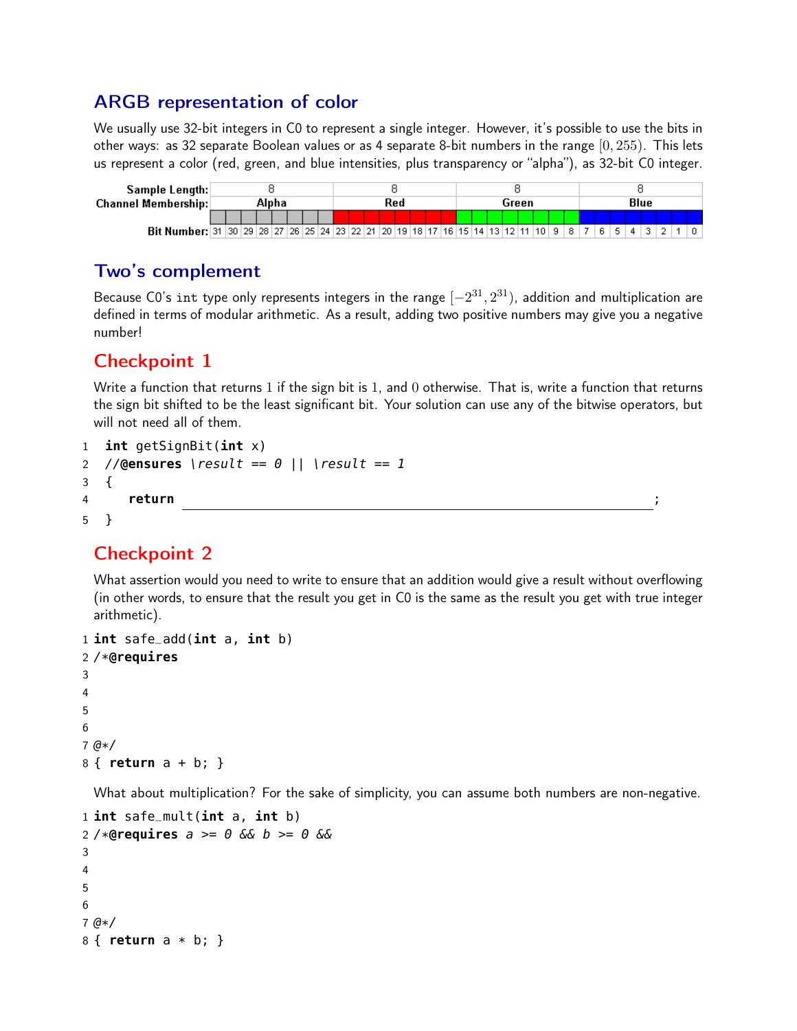## ARGB representation of color

We usually use 32-bit integers in C0 to represent a single integer. However, it's possible to use the bits in other ways: as 32 separate Boolean values or as 4 separate 8-bit numbers in the range $[0, 255)$. This lets us represent a color (red, green, and blue intensities, plus transparency or "alpha"), as 32-bit C0 integer.

| | | | | | | | | | | | | | | | | | | | | | | | | | | | | | | | | |
|---|---|---|---|---|---|---|---|---|---|---|---|---|---|---|---|---|---|---|---|---|---|---|---|---|---|---|---|---|---|---|---|---|
| **Sample Length:** | 8 | | | | | | | | 8 | | | | | | | | 8 | | | | | | | | 8 | | | | | | | |
| **Channel Membership:** | **Alpha** | | | | | | | | **Red** | | | | | | | | **Green** | | | | | | | | **Blue** | | | | | | | |
| **Bit Number:** | 31 | 30 | 29 | 28 | 27 | 26 | 25 | 24 | 23 | 22 | 21 | 20 | 19 | 18 | 17 | 16 | 15 | 14 | 13 | 12 | 11 | 10 | 9 | 8 | 7 | 6 | 5 | 4 | 3 | 2 | 1 | 0 |

## Two's complement

Because C0's `int` type only represents integers in the range $[-2^{31}, 2^{31})$, addition and multiplication are defined in terms of modular arithmetic. As a result, adding two positive numbers may give you a negative number!

## Checkpoint 1

Write a function that returns 1 if the sign bit is 1, and 0 otherwise. That is, write a function that returns the sign bit shifted to be the least significant bit. Your solution can use any of the bitwise operators, but will not need all of them.

```
int getSignBit(int x)
//@ensures \result == 0 || \result == 1
{
   return ____________________________________;
}
```

## Checkpoint 2

What assertion would you need to write to ensure that an addition would give a result without overflowing (in other words, to ensure that the result you get in C0 is the same as the result you get with true integer arithmetic).

```
int safe_add(int a, int b)
/*@requires




@*/
{ return a + b; }
```

What about multiplication? For the sake of simplicity, you can assume both numbers are non-negative.

```
int safe_mult(int a, int b)
/*@requires a >= 0 && b >= 0 &&




@*/
{ return a * b; }
```